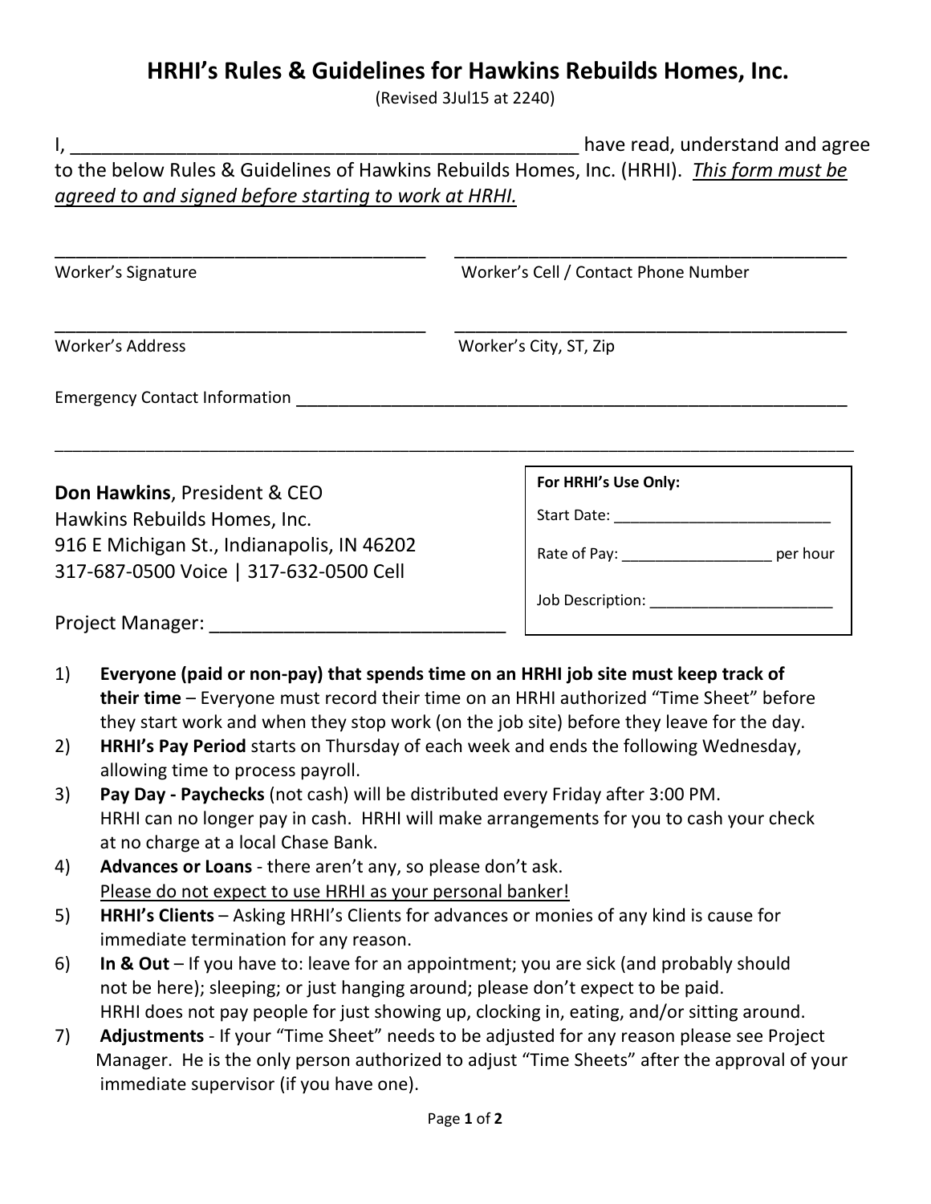# HRHI's Rules & Guidelines for Hawkins Rebuilds Homes, Inc.

(Revised 3Jul15 at 2240)

I, ___________________________________________________ have read, understand and agree to the below Rules & Guidelines of Hawkins Rebuilds Homes, Inc. (HRHI). *This form must be agreed to and signed before starting to work at HRHI.*

_____________________________________ Worker's Signature

_____________________________________ Worker's Cell / Contact Phone Number

_____________________________________ Worker's Address

_____________________________________ Worker's City, ST, Zip

Emergency Contact Information ___________________________________________________

___________________________________________________________________________

**Don Hawkins**, President & CEO
Hawkins Rebuilds Homes, Inc.
916 E Michigan St., Indianapolis, IN 46202
317-687-0500 Voice | 317-632-0500 Cell

Project Manager: ____________________________

**For HRHI's Use Only:**

Start Date: ________________________

Rate of Pay: _________________ per hour

Job Description: _____________________

1) **Everyone (paid or non-pay) that spends time on an HRHI job site must keep track of their time** – Everyone must record their time on an HRHI authorized "Time Sheet" before they start work and when they stop work (on the job site) before they leave for the day.
2) **HRHI's Pay Period** starts on Thursday of each week and ends the following Wednesday, allowing time to process payroll.
3) **Pay Day - Paychecks** (not cash) will be distributed every Friday after 3:00 PM. HRHI can no longer pay in cash. HRHI will make arrangements for you to cash your check at no charge at a local Chase Bank.
4) **Advances or Loans** - there aren't any, so please don't ask. Please do not expect to use HRHI as your personal banker!
5) **HRHI's Clients** – Asking HRHI's Clients for advances or monies of any kind is cause for immediate termination for any reason.
6) **In & Out** – If you have to: leave for an appointment; you are sick (and probably should not be here); sleeping; or just hanging around; please don't expect to be paid. HRHI does not pay people for just showing up, clocking in, eating, and/or sitting around.
7) **Adjustments** - If your "Time Sheet" needs to be adjusted for any reason please see Project Manager. He is the only person authorized to adjust "Time Sheets" after the approval of your immediate supervisor (if you have one).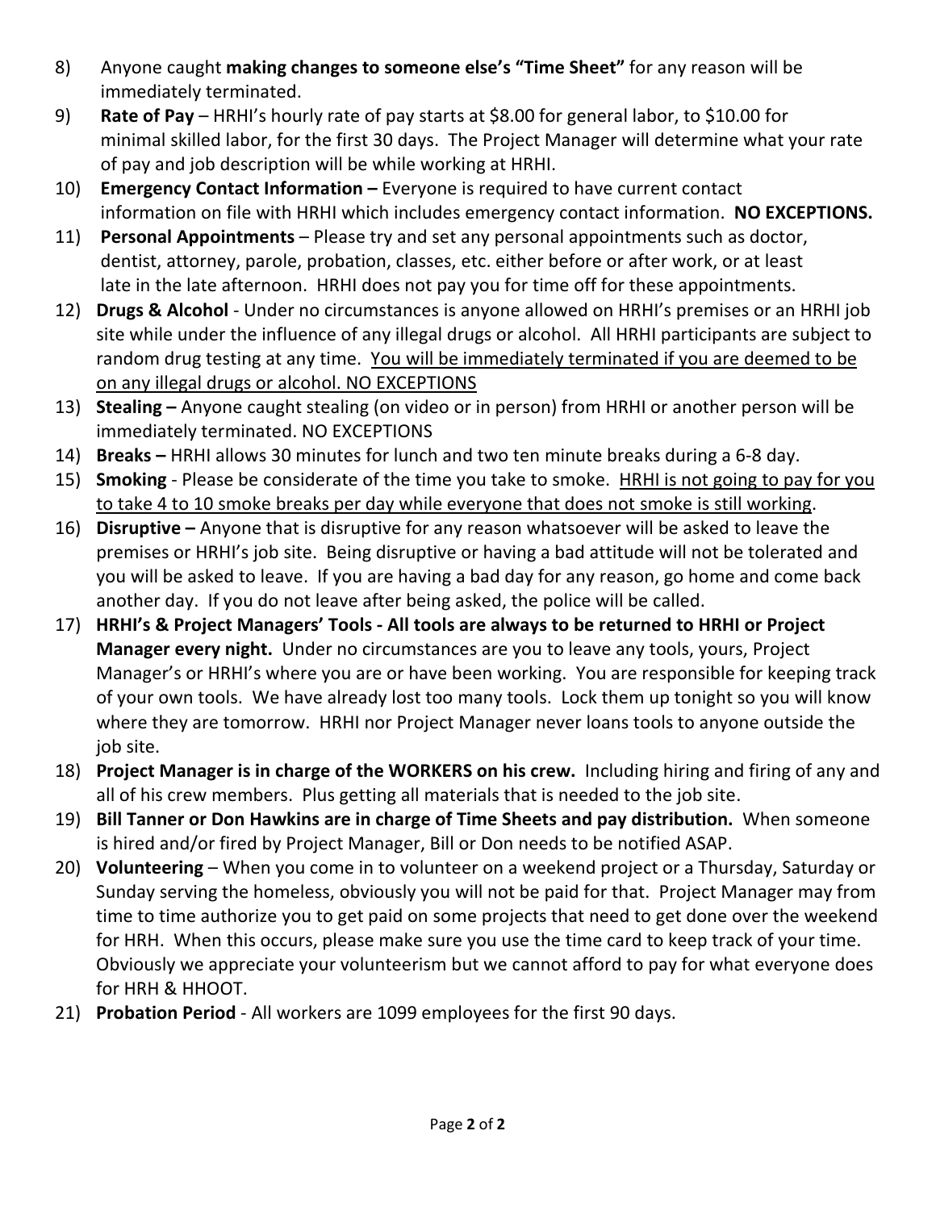8) Anyone caught **making changes to someone else's "Time Sheet"** for any reason will be immediately terminated.
9) **Rate of Pay** – HRHI's hourly rate of pay starts at $8.00 for general labor, to $10.00 for minimal skilled labor, for the first 30 days. The Project Manager will determine what your rate of pay and job description will be while working at HRHI.
10) **Emergency Contact Information –** Everyone is required to have current contact information on file with HRHI which includes emergency contact information. **NO EXCEPTIONS.**
11) **Personal Appointments** – Please try and set any personal appointments such as doctor, dentist, attorney, parole, probation, classes, etc. either before or after work, or at least late in the late afternoon. HRHI does not pay you for time off for these appointments.
12) **Drugs & Alcohol** - Under no circumstances is anyone allowed on HRHI's premises or an HRHI job site while under the influence of any illegal drugs or alcohol. All HRHI participants are subject to random drug testing at any time. <u>You will be immediately terminated if you are deemed to be on any illegal drugs or alcohol. NO EXCEPTIONS</u>
13) **Stealing –** Anyone caught stealing (on video or in person) from HRHI or another person will be immediately terminated. NO EXCEPTIONS
14) **Breaks –** HRHI allows 30 minutes for lunch and two ten minute breaks during a 6-8 day.
15) **Smoking** - Please be considerate of the time you take to smoke. <u>HRHI is not going to pay for you to take 4 to 10 smoke breaks per day while everyone that does not smoke is still working</u>.
16) **Disruptive –** Anyone that is disruptive for any reason whatsoever will be asked to leave the premises or HRHI's job site. Being disruptive or having a bad attitude will not be tolerated and you will be asked to leave. If you are having a bad day for any reason, go home and come back another day. If you do not leave after being asked, the police will be called.
17) **HRHI's & Project Managers' Tools - All tools are always to be returned to HRHI or Project Manager every night.** Under no circumstances are you to leave any tools, yours, Project Manager's or HRHI's where you are or have been working. You are responsible for keeping track of your own tools. We have already lost too many tools. Lock them up tonight so you will know where they are tomorrow. HRHI nor Project Manager never loans tools to anyone outside the job site.
18) **Project Manager is in charge of the WORKERS on his crew.** Including hiring and firing of any and all of his crew members. Plus getting all materials that is needed to the job site.
19) **Bill Tanner or Don Hawkins are in charge of Time Sheets and pay distribution.** When someone is hired and/or fired by Project Manager, Bill or Don needs to be notified ASAP.
20) **Volunteering** – When you come in to volunteer on a weekend project or a Thursday, Saturday or Sunday serving the homeless, obviously you will not be paid for that. Project Manager may from time to time authorize you to get paid on some projects that need to get done over the weekend for HRH. When this occurs, please make sure you use the time card to keep track of your time. Obviously we appreciate your volunteerism but we cannot afford to pay for what everyone does for HRH & HHOOT.
21) **Probation Period** - All workers are 1099 employees for the first 90 days.